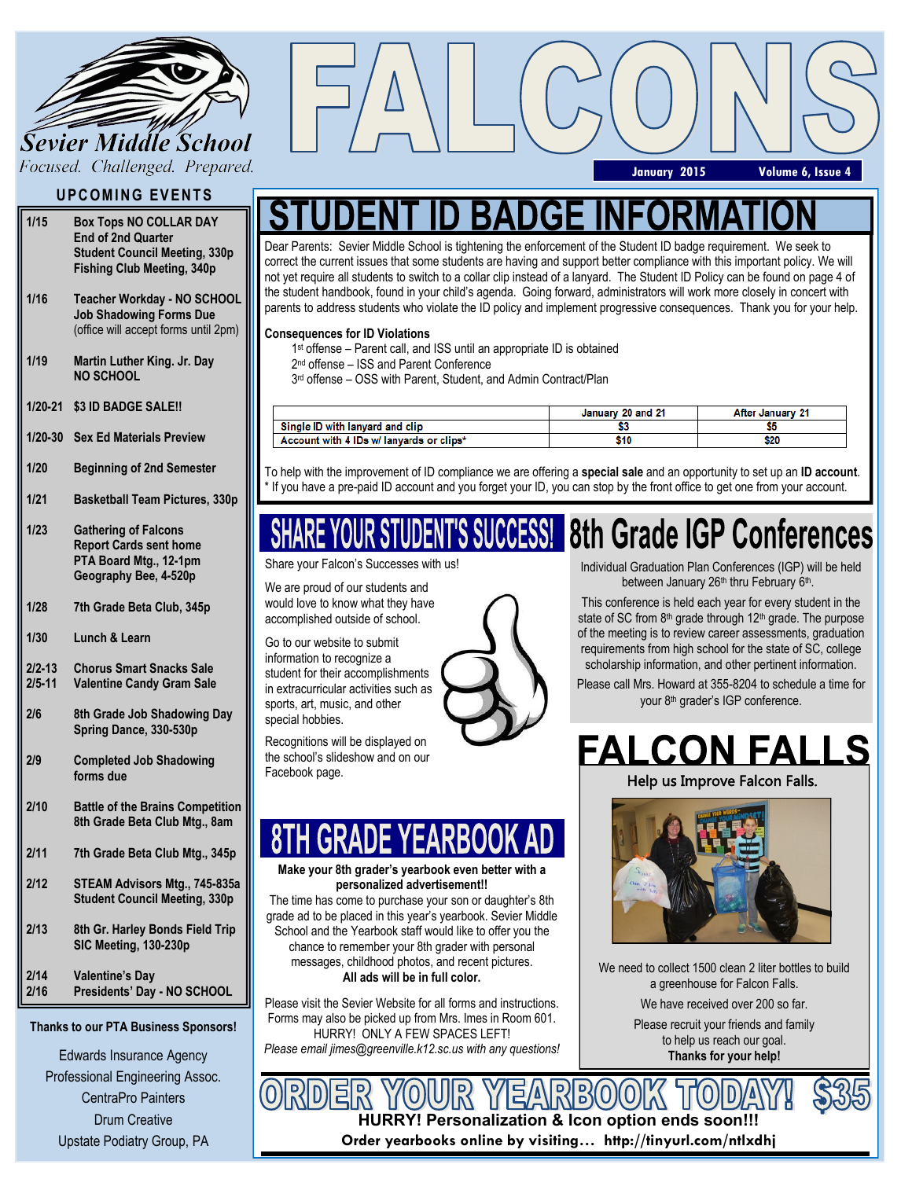# Sevier Middle School

*Focused. Challenged. Prepared.*

# FALCONS

January 2015 — Volume 6, Issue 4

## UPCOMING EVENTS

| Date | Event |
|---|---|
| 1/15 | **Box Tops NO COLLAR DAY**<br>**End of 2nd Quarter**<br>**Student Council Meeting, 330p**<br>**Fishing Club Meeting, 340p** |
| 1/16 | **Teacher Workday - NO SCHOOL**<br>**Job Shadowing Forms Due**<br>(office will accept forms until 2pm) |
| 1/19 | **Martin Luther King. Jr. Day**<br>**NO SCHOOL** |
| 1/20-21 | **$3 ID BADGE SALE!!** |
| 1/20-30 | **Sex Ed Materials Preview** |
| 1/20 | **Beginning of 2nd Semester** |
| 1/21 | **Basketball Team Pictures, 330p** |
| 1/23 | **Gathering of Falcons**<br>**Report Cards sent home**<br>**PTA Board Mtg., 12-1pm**<br>**Geography Bee, 4-520p** |
| 1/28 | **7th Grade Beta Club, 345p** |
| 1/30 | **Lunch & Learn** |
| 2/2-13<br>2/5-11 | **Chorus Smart Snacks Sale**<br>**Valentine Candy Gram Sale** |
| 2/6 | **8th Grade Job Shadowing Day**<br>**Spring Dance, 330-530p** |
| 2/9 | **Completed Job Shadowing forms due** |
| 2/10 | **Battle of the Brains Competition**<br>**8th Grade Beta Club Mtg., 8am** |
| 2/11 | **7th Grade Beta Club Mtg., 345p** |
| 2/12 | **STEAM Advisors Mtg., 745-835a**<br>**Student Council Meeting, 330p** |
| 2/13 | **8th Gr. Harley Bonds Field Trip**<br>**SIC Meeting, 130-230p** |
| 2/14<br>2/16 | **Valentine's Day**<br>**Presidents' Day - NO SCHOOL** |

**Thanks to our PTA Business Sponsors!**

Edwards Insurance Agency
Professional Engineering Assoc.
CentraPro Painters
Drum Creative
Upstate Podiatry Group, PA

# STUDENT ID BADGE INFORMATION

Dear Parents: Sevier Middle School is tightening the enforcement of the Student ID badge requirement. We seek to correct the current issues that some students are having and support better compliance with this important policy. We will not yet require all students to switch to a collar clip instead of a lanyard. The Student ID Policy can be found on page 4 of the student handbook, found in your child's agenda. Going forward, administrators will work more closely in concert with parents to address students who violate the ID policy and implement progressive consequences. Thank you for your help.

**Consequences for ID Violations**

1st offense – Parent call, and ISS until an appropriate ID is obtained
2nd offense – ISS and Parent Conference
3rd offense – OSS with Parent, Student, and Admin Contract/Plan

| | January 20 and 21 | After January 21 |
|---|---|---|
| Single ID with lanyard and clip | $3 | $5 |
| Account with 4 IDs w/ lanyards or clips* | $10 | $20 |

To help with the improvement of ID compliance we are offering a **special sale** and an opportunity to set up an **ID account**.
* If you have a pre-paid ID account and you forget your ID, you can stop by the front office to get one from your account.

## SHARE YOUR STUDENT'S SUCCESS!

Share your Falcon's Successes with us!

We are proud of our students and would love to know what they have accomplished outside of school.

Go to our website to submit information to recognize a student for their accomplishments in extracurricular activities such as sports, art, music, and other special hobbies.

Recognitions will be displayed on the school's slideshow and on our Facebook page.

## 8th Grade IGP Conferences

Individual Graduation Plan Conferences (IGP) will be held between January 26th thru February 6th.

This conference is held each year for every student in the state of SC from 8th grade through 12th grade. The purpose of the meeting is to review career assessments, graduation requirements from high school for the state of SC, college scholarship information, and other pertinent information.

Please call Mrs. Howard at 355-8204 to schedule a time for your 8th grader's IGP conference.

## 8TH GRADE YEARBOOK AD

**Make your 8th grader's yearbook even better with a personalized advertisement!!**

The time has come to purchase your son or daughter's 8th grade ad to be placed in this year's yearbook. Sevier Middle School and the Yearbook staff would like to offer you the chance to remember your 8th grader with personal messages, childhood photos, and recent pictures.
**All ads will be in full color.**

Please visit the Sevier Website for all forms and instructions. Forms may also be picked up from Mrs. Imes in Room 601.
HURRY! ONLY A FEW SPACES LEFT!
*Please email jimes@greenville.k12.sc.us with any questions!*

## FALCON FALLS

Help us Improve Falcon Falls.

We need to collect 1500 clean 2 liter bottles to build a greenhouse for Falcon Falls.

We have received over 200 so far.

Please recruit your friends and family to help us reach our goal.
**Thanks for your help!**

## ORDER YOUR YEARBOOK TODAY! $35

**HURRY! Personalization & Icon option ends soon!!!**

**Order yearbooks online by visiting… http://tinyurl.com/ntlxdhj**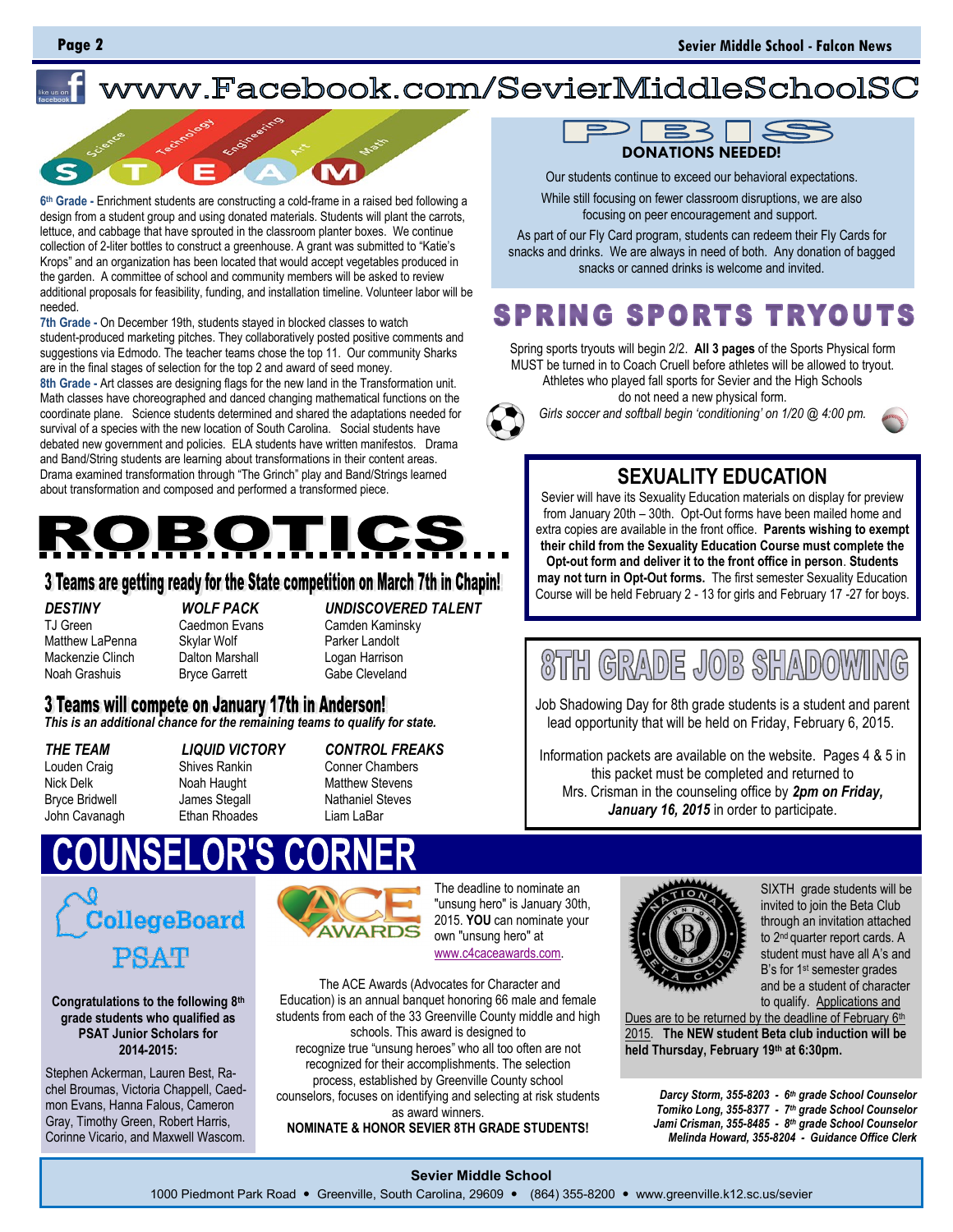www.Facebook.com/SevierMiddleSchoolSC

## STEAM

Science · Technology · Engineering · Art · Math

**6th Grade -** Enrichment students are constructing a cold-frame in a raised bed following a design from a student group and using donated materials. Students will plant the carrots, lettuce, and cabbage that have sprouted in the classroom planter boxes. We continue collection of 2-liter bottles to construct a greenhouse. A grant was submitted to "Katie's Krops" and an organization has been located that would accept vegetables produced in the garden. A committee of school and community members will be asked to review additional proposals for feasibility, funding, and installation timeline. Volunteer labor will be needed.

**7th Grade -** On December 19th, students stayed in blocked classes to watch student-produced marketing pitches. They collaboratively posted positive comments and suggestions via Edmodo. The teacher teams chose the top 11. Our community Sharks are in the final stages of selection for the top 2 and award of seed money.

**8th Grade -** Art classes are designing flags for the new land in the Transformation unit. Math classes have choreographed and danced changing mathematical functions on the coordinate plane. Science students determined and shared the adaptations needed for survival of a species with the new location of South Carolina. Social students have debated new government and policies. ELA students have written manifestos. Drama and Band/String students are learning about transformations in their content areas. Drama examined transformation through "The Grinch" play and Band/Strings learned about transformation and composed and performed a transformed piece.

# ROBOTICS

### 3 Teams are getting ready for the State competition on March 7th in Chapin!

| *DESTINY* | *WOLF PACK* | *UNDISCOVERED TALENT* |
|---|---|---|
| TJ Green | Caedmon Evans | Camden Kaminsky |
| Matthew LaPenna | Skylar Wolf | Parker Landolt |
| Mackenzie Clinch | Dalton Marshall | Logan Harrison |
| Noah Grashuis | Bryce Garrett | Gabe Cleveland |

### 3 Teams will compete on January 17th in Anderson!

***This is an additional chance for the remaining teams to qualify for state.***

| *THE TEAM* | *LIQUID VICTORY* | *CONTROL FREAKS* |
|---|---|---|
| Louden Craig | Shives Rankin | Conner Chambers |
| Nick Delk | Noah Haught | Matthew Stevens |
| Bryce Bridwell | James Stegall | Nathaniel Steves |
| John Cavanagh | Ethan Rhoades | Liam LaBar |

## PBIS

**DONATIONS NEEDED!**

Our students continue to exceed our behavioral expectations.

While still focusing on fewer classroom disruptions, we are also focusing on peer encouragement and support.

As part of our Fly Card program, students can redeem their Fly Cards for snacks and drinks. We are always in need of both. Any donation of bagged snacks or canned drinks is welcome and invited.

# SPRING SPORTS TRYOUTS

Spring sports tryouts will begin 2/2. **All 3 pages** of the Sports Physical form MUST be turned in to Coach Cruell before athletes will be allowed to tryout. Athletes who played fall sports for Sevier and the High Schools do not need a new physical form.

*Girls soccer and softball begin 'conditioning' on 1/20 @ 4:00 pm.*

## SEXUALITY EDUCATION

Sevier will have its Sexuality Education materials on display for preview from January 20th – 30th. Opt-Out forms have been mailed home and extra copies are available in the front office. **Parents wishing to exempt their child from the Sexuality Education Course must complete the Opt-out form and deliver it to the front office in person. Students may not turn in Opt-Out forms.** The first semester Sexuality Education Course will be held February 2 - 13 for girls and February 17 -27 for boys.

## 8TH GRADE JOB SHADOWING

Job Shadowing Day for 8th grade students is a student and parent lead opportunity that will be held on Friday, February 6, 2015.

Information packets are available on the website. Pages 4 & 5 in this packet must be completed and returned to Mrs. Crisman in the counseling office by ***2pm on Friday, January 16, 2015*** in order to participate.

# COUNSELOR'S CORNER

**CollegeBoard PSAT**

**Congratulations to the following 8th grade students who qualified as PSAT Junior Scholars for 2014-2015:**

Stephen Ackerman, Lauren Best, Rachel Broumas, Victoria Chappell, Caedmon Evans, Hanna Falous, Cameron Gray, Timothy Green, Robert Harris, Corinne Vicario, and Maxwell Wascom.

**ACE AWARDS**

The deadline to nominate an "unsung hero" is January 30th, 2015. **YOU** can nominate your own "unsung hero" at www.c4caceawards.com.

The ACE Awards (Advocates for Character and Education) is an annual banquet honoring 66 male and female students from each of the 33 Greenville County middle and high schools. This award is designed to recognize true "unsung heroes" who all too often are not recognized for their accomplishments. The selection process, established by Greenville County school counselors, focuses on identifying and selecting at risk students as award winners.

**NOMINATE & HONOR SEVIER 8TH GRADE STUDENTS!**

**National Junior Beta Club**

SIXTH grade students will be invited to join the Beta Club through an invitation attached to 2nd quarter report cards. A student must have all A's and B's for 1st semester grades and be a student of character to qualify. Applications and Dues are to be returned by the deadline of February 6th 2015. **The NEW student Beta club induction will be held Thursday, February 19th at 6:30pm.**

*Darcy Storm, 355-8203 - 6th grade School Counselor*
*Tomiko Long, 355-8377 - 7th grade School Counselor*
*Jami Crisman, 355-8485 - 8th grade School Counselor*
*Melinda Howard, 355-8204 - Guidance Office Clerk*

**Sevier Middle School**

1000 Piedmont Park Road • Greenville, South Carolina, 29609 • (864) 355-8200 • www.greenville.k12.sc.us/sevier